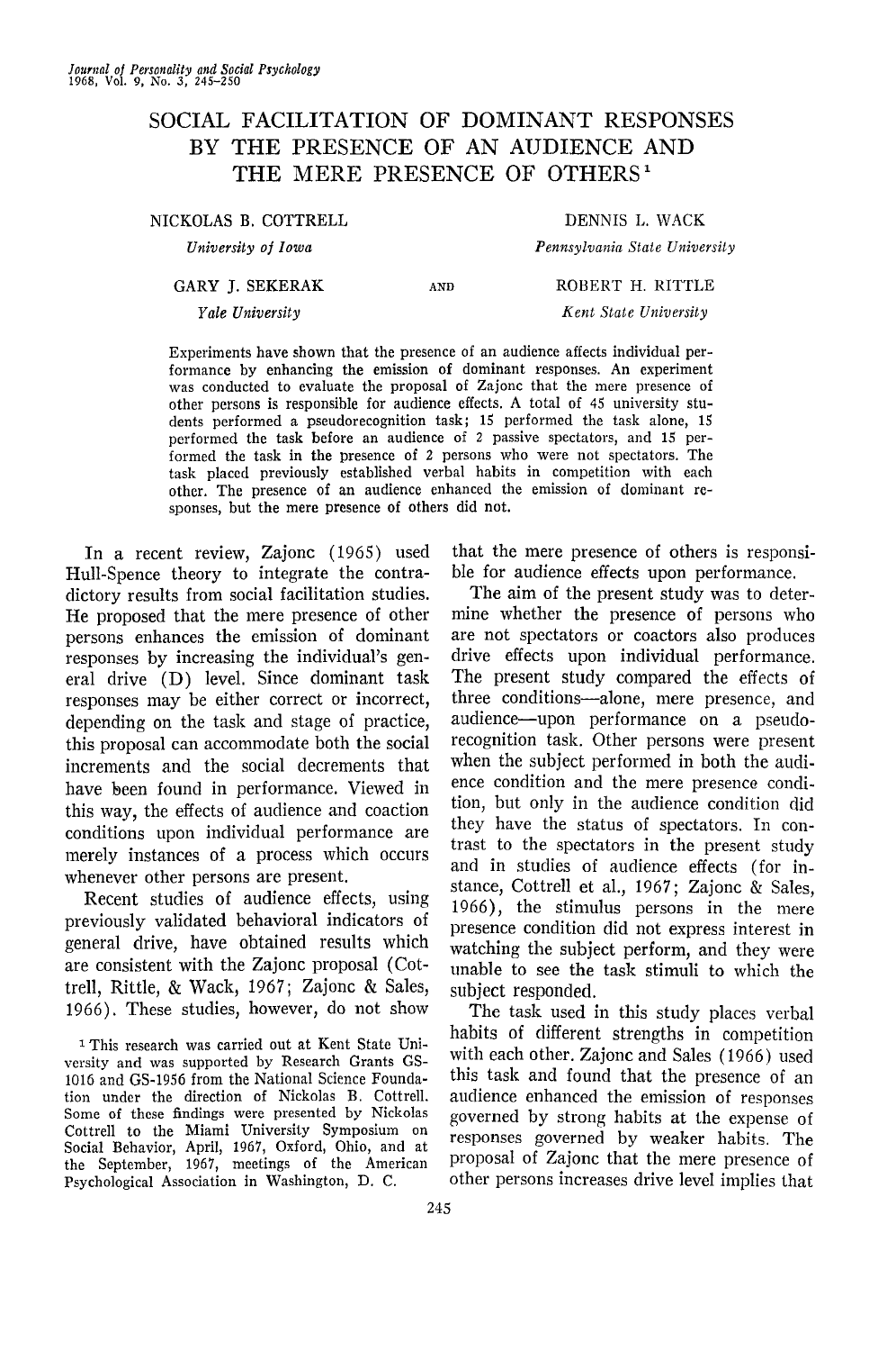# SOCIAL FACILITATION OF DOMINANT RESPONSES BY THE PRESENCE OF AN AUDIENCE AND THE MERE PRESENCE OF OTHERS[1]

NICKOLAS B. COTTRELL
*University of Iowa*

DENNIS L. WACK
*Pennsylvania State University*

GARY J. SEKERAK
*Yale University*

AND

ROBERT H. RITTLE
*Kent State University*

Experiments have shown that the presence of an audience affects individual performance by enhancing the emission of dominant responses. An experiment was conducted to evaluate the proposal of Zajonc that the mere presence of other persons is responsible for audience effects. A total of 45 university students performed a pseudorecognition task; 15 performed the task alone, 15 performed the task before an audience of 2 passive spectators, and 15 performed the task in the presence of 2 persons who were not spectators. The task placed previously established verbal habits in competition with each other. The presence of an audience enhanced the emission of dominant responses, but the mere presence of others did not.

In a recent review, Zajonc (1965) used Hull-Spence theory to integrate the contradictory results from social facilitation studies. He proposed that the mere presence of other persons enhances the emission of dominant responses by increasing the individual's general drive (D) level. Since dominant task responses may be either correct or incorrect, depending on the task and stage of practice, this proposal can accommodate both the social increments and the social decrements that have been found in performance. Viewed in this way, the effects of audience and coaction conditions upon individual performance are merely instances of a process which occurs whenever other persons are present.

Recent studies of audience effects, using previously validated behavioral indicators of general drive, have obtained results which are consistent with the Zajonc proposal (Cottrell, Rittle, & Wack, 1967; Zajonc & Sales, 1966). These studies, however, do not show that the mere presence of others is responsible for audience effects upon performance.

The aim of the present study was to determine whether the presence of persons who are not spectators or coactors also produces drive effects upon individual performance. The present study compared the effects of three conditions—alone, mere presence, and audience—upon performance on a pseudorecognition task. Other persons were present when the subject performed in both the audience condition and the mere presence condition, but only in the audience condition did they have the status of spectators. In contrast to the spectators in the present study and in studies of audience effects (for instance, Cottrell et al., 1967; Zajonc & Sales, 1966), the stimulus persons in the mere presence condition did not express interest in watching the subject perform, and they were unable to see the task stimuli to which the subject responded.

The task used in this study places verbal habits of different strengths in competition with each other. Zajonc and Sales (1966) used this task and found that the presence of an audience enhanced the emission of responses governed by strong habits at the expense of responses governed by weaker habits. The proposal of Zajonc that the mere presence of other persons increases drive level implies that

[1] This research was carried out at Kent State University and was supported by Research Grants GS-1016 and GS-1956 from the National Science Foundation under the direction of Nickolas B. Cottrell. Some of these findings were presented by Nickolas Cottrell to the Miami University Symposium on Social Behavior, April, 1967, Oxford, Ohio, and at the September, 1967, meetings of the American Psychological Association in Washington, D. C.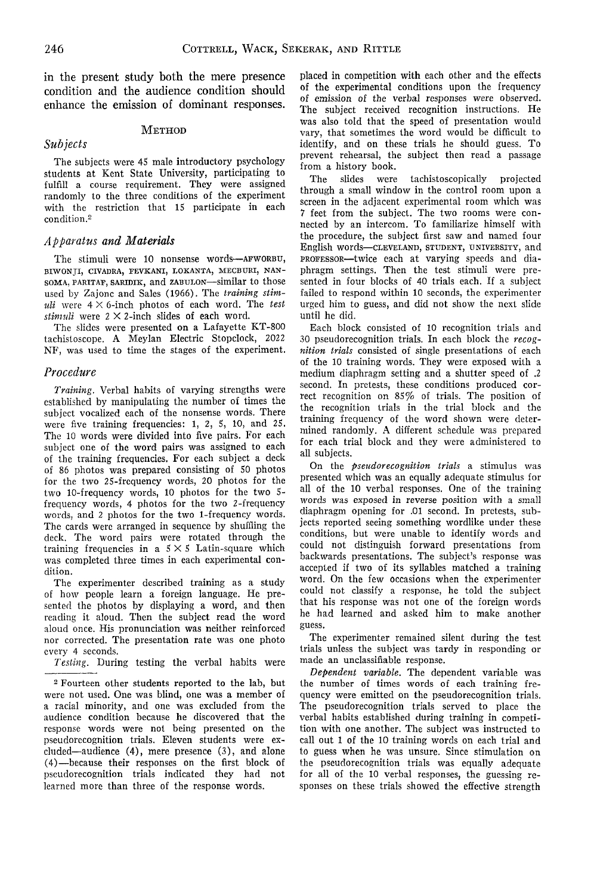in the present study both the mere presence condition and the audience condition should enhance the emission of dominant responses.

## Method

### Subjects

The subjects were 45 male introductory psychology students at Kent State University, participating to fulfill a course requirement. They were assigned randomly to the three conditions of the experiment with the restriction that 15 participate in each condition.[2]

### Apparatus and Materials

The stimuli were 10 nonsense words—AFWORBU, BIWONJI, CIVADRA, FEVKANI, LOKANTA, MECBURI, NANSOMA, PARITAF, SARIDIK, and ZABULON—similar to those used by Zajonc and Sales (1966). The *training stimuli* were 4 × 6-inch photos of each word. The *test stimuli* were 2 × 2-inch slides of each word.

The slides were presented on a Lafayette KT-800 tachistoscope. A Meylan Electric Stopclock, 2022 NF, was used to time the stages of the experiment.

### Procedure

*Training.* Verbal habits of varying strengths were established by manipulating the number of times the subject vocalized each of the nonsense words. There were five training frequencies: 1, 2, 5, 10, and 25. The 10 words were divided into five pairs. For each subject one of the word pairs was assigned to each of the training frequencies. For each subject a deck of 86 photos was prepared consisting of 50 photos for the two 25-frequency words, 20 photos for the two 10-frequency words, 10 photos for the two 5-frequency words, 4 photos for the two 2-frequency words, and 2 photos for the two 1-frequency words. The cards were arranged in sequence by shuffling the deck. The word pairs were rotated through the training frequencies in a 5 × 5 Latin-square which was completed three times in each experimental condition.

The experimenter described training as a study of how people learn a foreign language. He presented the photos by displaying a word, and then reading it aloud. Then the subject read the word aloud once. His pronunciation was neither reinforced nor corrected. The presentation rate was one photo every 4 seconds.

*Testing.* During testing the verbal habits were placed in competition with each other and the effects of the experimental conditions upon the frequency of emission of the verbal responses were observed. The subject received recognition instructions. He was also told that the speed of presentation would vary, that sometimes the word would be difficult to identify, and on these trials he should guess. To prevent rehearsal, the subject then read a passage from a history book.

The slides were tachistoscopically projected through a small window in the control room upon a screen in the adjacent experimental room which was 7 feet from the subject. The two rooms were connected by an intercom. To familiarize himself with the procedure, the subject first saw and named four English words—CLEVELAND, STUDENT, UNIVERSITY, and PROFESSOR—twice each at varying speeds and diaphragm settings. Then the test stimuli were presented in four blocks of 40 trials each. If a subject failed to respond within 10 seconds, the experimenter urged him to guess, and did not show the next slide until he did.

Each block consisted of 10 recognition trials and 30 pseudorecognition trials. In each block the *recognition trials* consisted of single presentations of each of the 10 training words. They were exposed with a medium diaphragm setting and a shutter speed of .2 second. In pretests, these conditions produced correct recognition on 85% of trials. The position of the recognition trials in the trial block and the training frequency of the word shown were determined randomly. A different schedule was prepared for each trial block and they were administered to all subjects.

On the *pseudorecognition trials* a stimulus was presented which was an equally adequate stimulus for all of the 10 verbal responses. One of the training words was exposed in reverse position with a small diaphragm opening for .01 second. In pretests, subjects reported seeing something wordlike under these conditions, but were unable to identify words and could not distinguish forward presentations from backwards presentations. The subject's response was accepted if two of its syllables matched a training word. On the few occasions when the experimenter could not classify a response, he told the subject that his response was not one of the foreign words he had learned and asked him to make another guess.

The experimenter remained silent during the test trials unless the subject was tardy in responding or made an unclassifiable response.

*Dependent variable.* The dependent variable was the number of times words of each training frequency were emitted on the pseudorecognition trials. The pseudorecognition trials served to place the verbal habits established during training in competition with one another. The subject was instructed to call out 1 of the 10 training words on each trial and to guess when he was unsure. Since stimulation on the pseudorecognition trials was equally adequate for all of the 10 verbal responses, the guessing responses on these trials showed the effective strength

[2] Fourteen other students reported to the lab, but were not used. One was blind, one was a member of a racial minority, and one was excluded from the audience condition because he discovered that the response words were not being presented on the pseudorecognition trials. Eleven students were excluded—audience (4), mere presence (3), and alone (4)—because their responses on the first block of pseudorecognition trials indicated they had not learned more than three of the response words.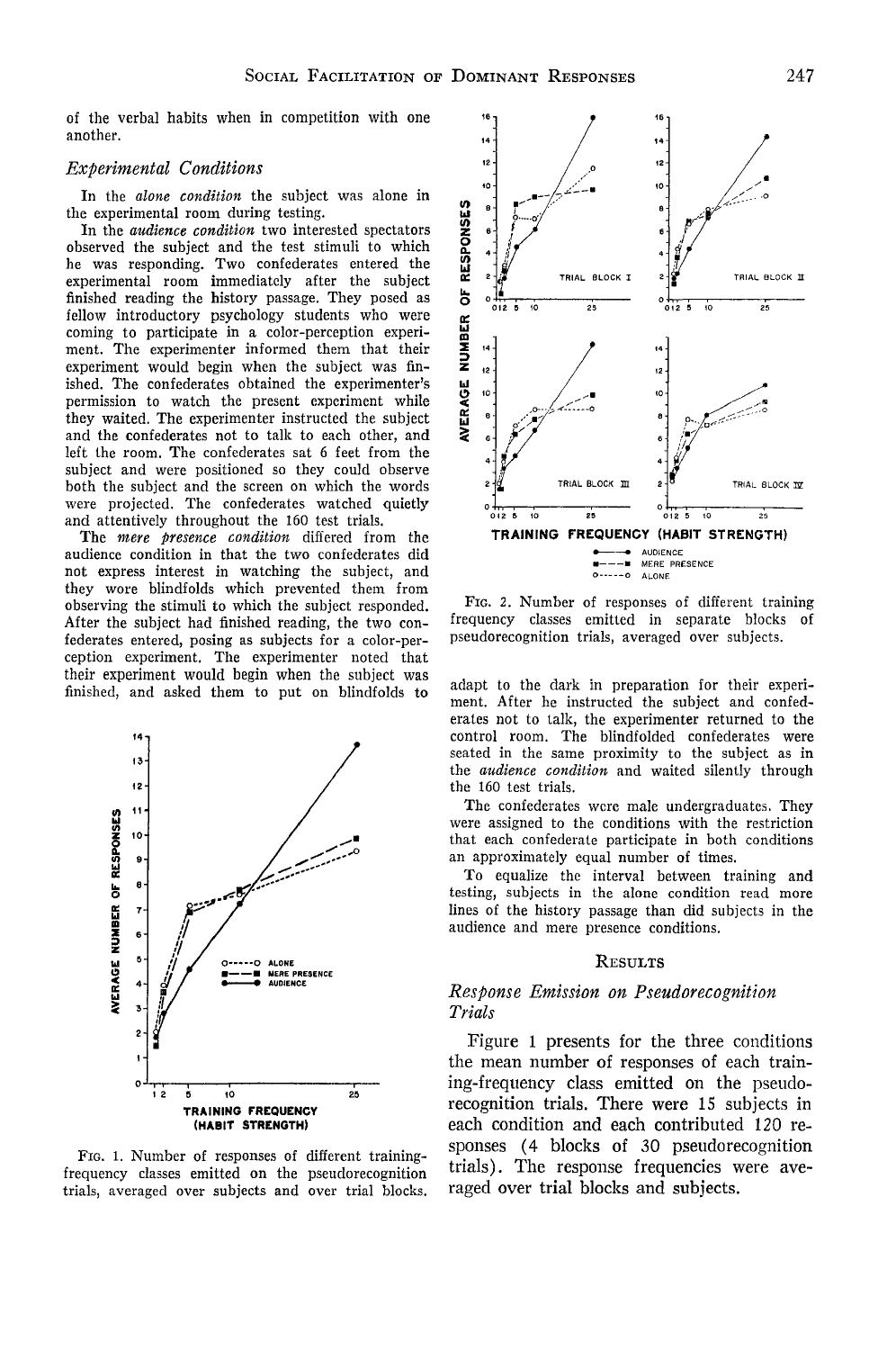of the verbal habits when in competition with one another.

### *Experimental Conditions*

In the *alone condition* the subject was alone in the experimental room during testing.

In the *audience condition* two interested spectators observed the subject and the test stimuli to which he was responding. Two confederates entered the experimental room immediately after the subject finished reading the history passage. They posed as fellow introductory psychology students who were coming to participate in a color-perception experiment. The experimenter informed them that their experiment would begin when the subject was finished. The confederates obtained the experimenter's permission to watch the present experiment while they waited. The experimenter instructed the subject and the confederates not to talk to each other, and left the room. The confederates sat 6 feet from the subject and were positioned so they could observe both the subject and the screen on which the words were projected. The confederates watched quietly and attentively throughout the 160 test trials.

The *mere presence condition* differed from the audience condition in that the two confederates did not express interest in watching the subject, and they wore blindfolds which prevented them from observing the stimuli to which the subject responded. After the subject had finished reading, the two confederates entered, posing as subjects for a color-perception experiment. The experimenter noted that their experiment would begin when the subject was finished, and asked them to put on blindfolds to adapt to the dark in preparation for their experiment. After he instructed the subject and confederates not to talk, the experimenter returned to the control room. The blindfolded confederates were seated in the same proximity to the subject as in the *audience condition* and waited silently through the 160 test trials.

The confederates were male undergraduates. They were assigned to the conditions with the restriction that each confederate participate in both conditions an approximately equal number of times.

To equalize the interval between training and testing, subjects in the alone condition read more lines of the history passage than did subjects in the audience and mere presence conditions.

FIG. 1. Number of responses of different training-frequency classes emitted on the pseudorecognition trials, averaged over subjects and over trial blocks.

FIG. 2. Number of responses of different training frequency classes emitted in separate blocks of pseudorecognition trials, averaged over subjects.

## RESULTS

### *Response Emission on Pseudorecognition Trials*

Figure 1 presents for the three conditions the mean number of responses of each training-frequency class emitted on the pseudorecognition trials. There were 15 subjects in each condition and each contributed 120 responses (4 blocks of 30 pseudorecognition trials). The response frequencies were averaged over trial blocks and subjects.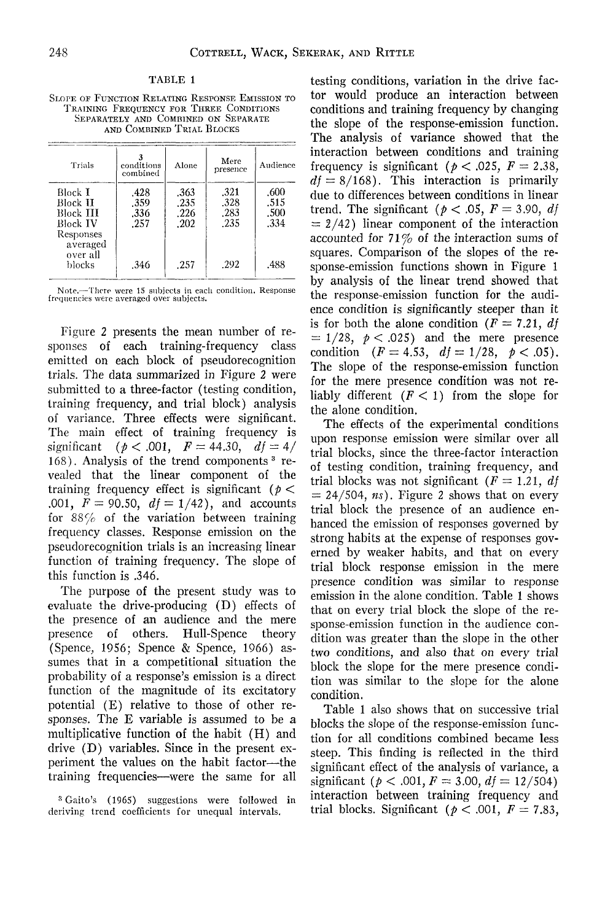TABLE 1

Slope of Function Relating Response Emission to Training Frequency for Three Conditions Separately and Combined on Separate and Combined Trial Blocks

| Trials | 3 conditions combined | Alone | Mere presence | Audience |
|---|---|---|---|---|
| Block I | .428 | .363 | .321 | .600 |
| Block II | .359 | .235 | .328 | .515 |
| Block III | .336 | .226 | .283 | .500 |
| Block IV | .257 | .202 | .235 | .334 |
| Responses averaged over all blocks | .346 | .257 | .292 | .488 |

Note.—There were 15 subjects in each condition. Response frequencies were averaged over subjects.

Figure 2 presents the mean number of responses of each training-frequency class emitted on each block of pseudorecognition trials. The data summarized in Figure 2 were submitted to a three-factor (testing condition, training frequency, and trial block) analysis of variance. Three effects were significant. The main effect of training frequency is significant ($p < .001$, $F = 44.30$, $df = 4/168$). Analysis of the trend components[3] revealed that the linear component of the training frequency effect is significant ($p < .001$, $F = 90.50$, $df = 1/42$), and accounts for 88% of the variation between training frequency classes. Response emission on the pseudorecognition trials is an increasing linear function of training frequency. The slope of this function is .346.

The purpose of the present study was to evaluate the drive-producing (D) effects of the presence of an audience and the mere presence of others. Hull-Spence theory (Spence, 1956; Spence & Spence, 1966) assumes that in a competitional situation the probability of a response's emission is a direct function of the magnitude of its excitatory potential (E) relative to those of other responses. The E variable is assumed to be a multiplicative function of the habit (H) and drive (D) variables. Since in the present experiment the values on the habit factor—the training frequencies—were the same for all testing conditions, variation in the drive factor would produce an interaction between conditions and training frequency by changing the slope of the response-emission function. The analysis of variance showed that the interaction between conditions and training frequency is significant ($p < .025$, $F = 2.38$, $df = 8/168$). This interaction is primarily due to differences between conditions in linear trend. The significant ($p < .05$, $F = 3.90$, $df = 2/42$) linear component of the interaction accounted for 71% of the interaction sums of squares. Comparison of the slopes of the response-emission functions shown in Figure 1 by analysis of the linear trend showed that the response-emission function for the audience condition is significantly steeper than it is for both the alone condition ($F = 7.21$, $df = 1/28$, $p < .025$) and the mere presence condition ($F = 4.53$, $df = 1/28$, $p < .05$). The slope of the response-emission function for the mere presence condition was not reliably different ($F < 1$) from the slope for the alone condition.

The effects of the experimental conditions upon response emission were similar over all trial blocks, since the three-factor interaction of testing condition, training frequency, and trial blocks was not significant ($F = 1.21$, $df = 24/504$, *ns*). Figure 2 shows that on every trial block the presence of an audience enhanced the emission of responses governed by strong habits at the expense of responses governed by weaker habits, and that on every trial block response emission in the mere presence condition was similar to response emission in the alone condition. Table 1 shows that on every trial block the slope of the response-emission function in the audience condition was greater than the slope in the other two conditions, and also that on every trial block the slope for the mere presence condition was similar to the slope for the alone condition.

Table 1 also shows that on successive trial blocks the slope of the response-emission function for all conditions combined became less steep. This finding is reflected in the third significant effect of the analysis of variance, a significant ($p < .001$, $F = 3.00$, $df = 12/504$) interaction between training frequency and trial blocks. Significant ($p < .001$, $F = 7.83$,

[3] Gaito's (1965) suggestions were followed in deriving trend coefficients for unequal intervals.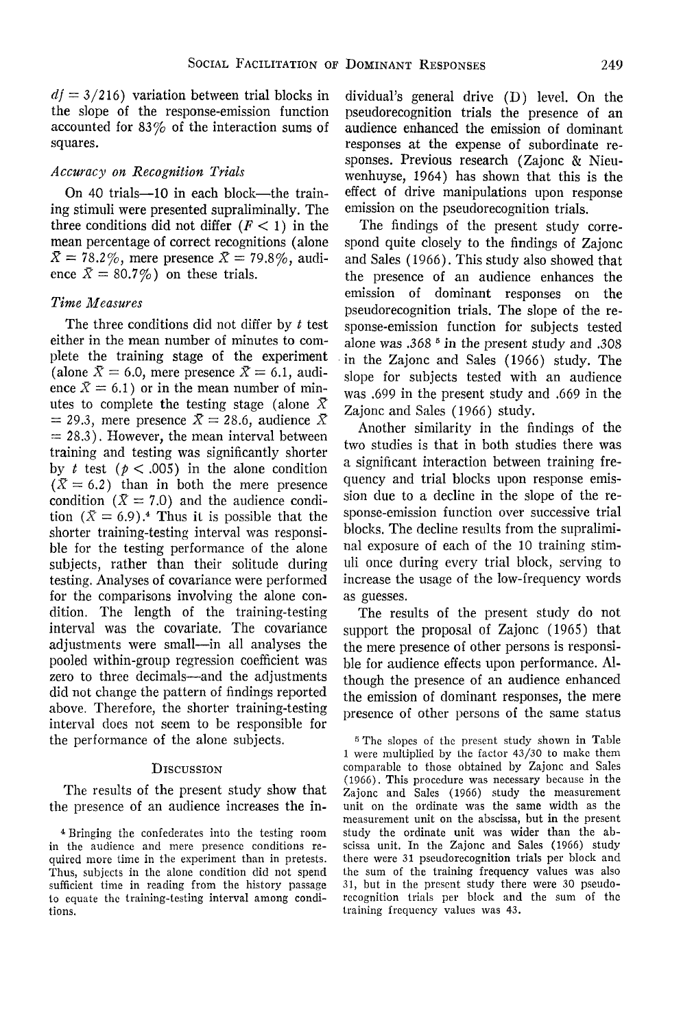$df = 3/216$) variation between trial blocks in the slope of the response-emission function accounted for 83% of the interaction sums of squares.

### *Accuracy on Recognition Trials*

On 40 trials—10 in each block—the training stimuli were presented supraliminally. The three conditions did not differ ($F < 1$) in the mean percentage of correct recognitions (alone $\bar{X} = 78.2\%$, mere presence $\bar{X} = 79.8\%$, audience $\bar{X} = 80.7\%$) on these trials.

### *Time Measures*

The three conditions did not differ by $t$ test either in the mean number of minutes to complete the training stage of the experiment (alone $\bar{X} = 6.0$, mere presence $\bar{X} = 6.1$, audience $\bar{X} = 6.1$) or in the mean number of minutes to complete the testing stage (alone $\bar{X} = 29.3$, mere presence $\bar{X} = 28.6$, audience $\bar{X} = 28.3$). However, the mean interval between training and testing was significantly shorter by $t$ test ($p < .005$) in the alone condition ($\bar{X} = 6.2$) than in both the mere presence condition ($\bar{X} = 7.0$) and the audience condition ($\bar{X} = 6.9$).[4] Thus it is possible that the shorter training-testing interval was responsible for the testing performance of the alone subjects, rather than their solitude during testing. Analyses of covariance were performed for the comparisons involving the alone condition. The length of the training-testing interval was the covariate. The covariance adjustments were small—in all analyses the pooled within-group regression coefficient was zero to three decimals—and the adjustments did not change the pattern of findings reported above. Therefore, the shorter training-testing interval does not seem to be responsible for the performance of the alone subjects.

## Discussion

The results of the present study show that the presence of an audience increases the individual's general drive (D) level. On the pseudorecognition trials the presence of an audience enhanced the emission of dominant responses at the expense of subordinate responses. Previous research (Zajonc & Nieuwenhuyse, 1964) has shown that this is the effect of drive manipulations upon response emission on the pseudorecognition trials.

The findings of the present study correspond quite closely to the findings of Zajonc and Sales (1966). This study also showed that the presence of an audience enhances the emission of dominant responses on the pseudorecognition trials. The slope of the response-emission function for subjects tested alone was .368 [5] in the present study and .308 in the Zajonc and Sales (1966) study. The slope for subjects tested with an audience was .699 in the present study and .669 in the Zajonc and Sales (1966) study.

Another similarity in the findings of the two studies is that in both studies there was a significant interaction between training frequency and trial blocks upon response emission due to a decline in the slope of the response-emission function over successive trial blocks. The decline results from the supraliminal exposure of each of the 10 training stimuli once during every trial block, serving to increase the usage of the low-frequency words as guesses.

The results of the present study do not support the proposal of Zajonc (1965) that the mere presence of other persons is responsible for audience effects upon performance. Although the presence of an audience enhanced the emission of dominant responses, the mere presence of other persons of the same status

[4] Bringing the confederates into the testing room in the audience and mere presence conditions required more time in the experiment than in pretests. Thus, subjects in the alone condition did not spend sufficient time in reading from the history passage to equate the training-testing interval among conditions.

[5] The slopes of the present study shown in Table 1 were multiplied by the factor 43/30 to make them comparable to those obtained by Zajonc and Sales (1966). This procedure was necessary because in the Zajonc and Sales (1966) study the measurement unit on the ordinate was the same width as the measurement unit on the abscissa, but in the present study the ordinate unit was wider than the abscissa unit. In the Zajonc and Sales (1966) study there were 31 pseudorecognition trials per block and the sum of the training frequency values was also 31, but in the present study there were 30 pseudorecognition trials per block and the sum of the training frequency values was 43.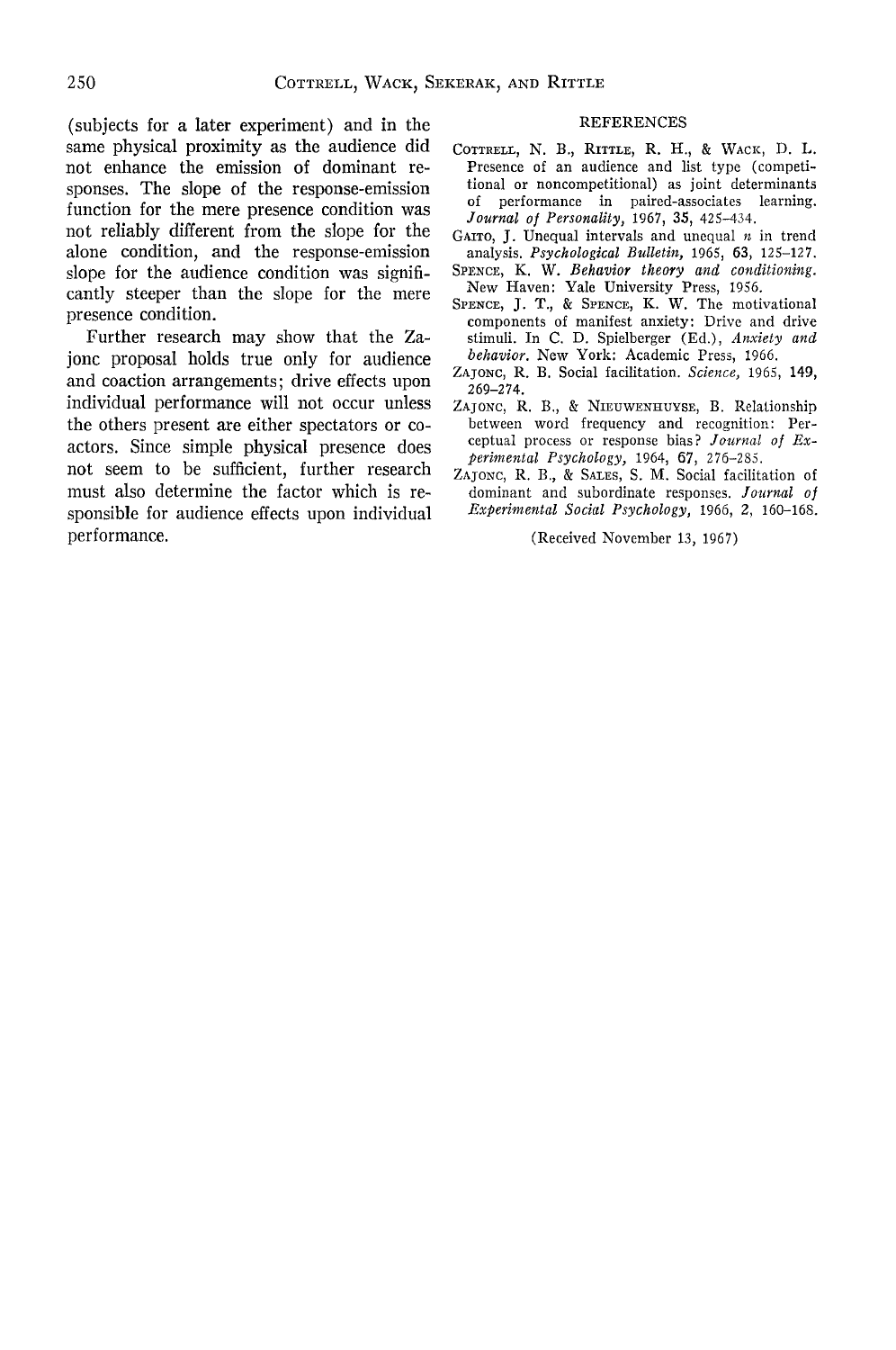(subjects for a later experiment) and in the same physical proximity as the audience did not enhance the emission of dominant responses. The slope of the response-emission function for the mere presence condition was not reliably different from the slope for the alone condition, and the response-emission slope for the audience condition was significantly steeper than the slope for the mere presence condition.

Further research may show that the Zajonc proposal holds true only for audience and coaction arrangements; drive effects upon individual performance will not occur unless the others present are either spectators or coactors. Since simple physical presence does not seem to be sufficient, further research must also determine the factor which is responsible for audience effects upon individual performance.

## REFERENCES

Cottrell, N. B., Rittle, R. H., & Wack, D. L. Presence of an audience and list type (competitional or noncompetitional) as joint determinants of performance in paired-associates learning. *Journal of Personality*, 1967, **35**, 425–434.

Gaito, J. Unequal intervals and unequal *n* in trend analysis. *Psychological Bulletin*, 1965, **63**, 125–127.

Spence, K. W. *Behavior theory and conditioning*. New Haven: Yale University Press, 1956.

Spence, J. T., & Spence, K. W. The motivational components of manifest anxiety: Drive and drive stimuli. In C. D. Spielberger (Ed.), *Anxiety and behavior*. New York: Academic Press, 1966.

Zajonc, R. B. Social facilitation. *Science*, 1965, **149**, 269–274.

Zajonc, R. B., & Nieuwenhuyse, B. Relationship between word frequency and recognition: Perceptual process or response bias? *Journal of Experimental Psychology*, 1964, **67**, 276–285.

Zajonc, R. B., & Sales, S. M. Social facilitation of dominant and subordinate responses. *Journal of Experimental Social Psychology*, 1966, **2**, 160–168.

(Received November 13, 1967)